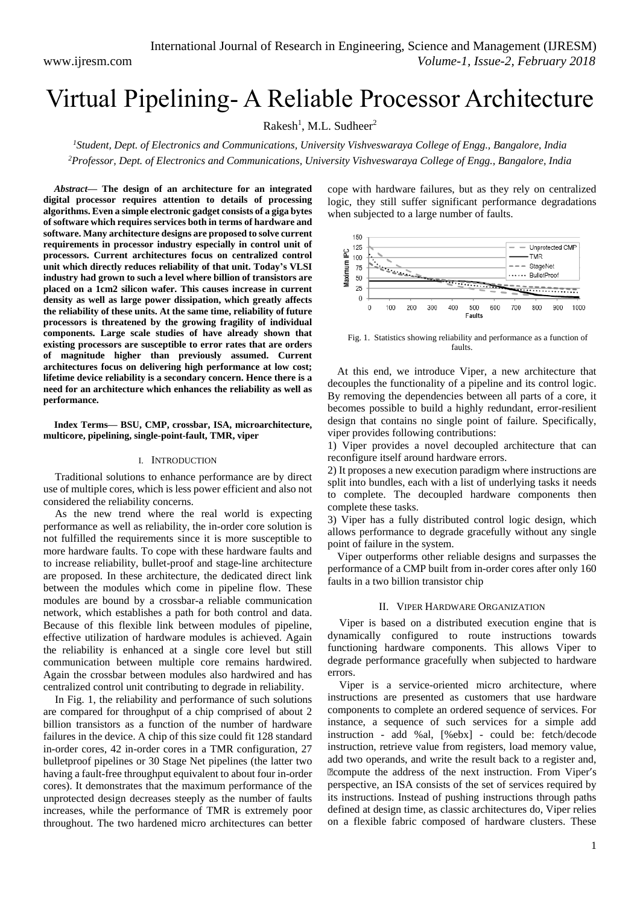# Virtual Pipelining- A Reliable Processor Architecture

Rakesh[1], M.L. Sudheer[2]

[1]*Student, Dept. of Electronics and Communications, University Vishveswaraya College of Engg., Bangalore, India*
[2]*Professor, Dept. of Electronics and Communications, University Vishveswaraya College of Engg., Bangalore, India*

***Abstract*— The design of an architecture for an integrated digital processor requires attention to details of processing algorithms. Even a simple electronic gadget consists of a giga bytes of software which requires services both in terms of hardware and software. Many architecture designs are proposed to solve current requirements in processor industry especially in control unit of processors. Current architectures focus on centralized control unit which directly reduces reliability of that unit. Today's VLSI industry had grown to such a level where billion of transistors are placed on a 1cm2 silicon wafer. This causes increase in current density as well as large power dissipation, which greatly affects the reliability of these units. At the same time, reliability of future processors is threatened by the growing fragility of individual components. Large scale studies of have already shown that existing processors are susceptible to error rates that are orders of magnitude higher than previously assumed. Current architectures focus on delivering high performance at low cost; lifetime device reliability is a secondary concern. Hence there is a need for an architecture which enhances the reliability as well as performance.**

**Index Terms— BSU, CMP, crossbar, ISA, microarchitecture, multicore, pipelining, single-point-fault, TMR, viper**

## I. Introduction

Traditional solutions to enhance performance are by direct use of multiple cores, which is less power efficient and also not considered the reliability concerns.

As the new trend where the real world is expecting performance as well as reliability, the in-order core solution is not fulfilled the requirements since it is more susceptible to more hardware faults. To cope with these hardware faults and to increase reliability, bullet-proof and stage-line architecture are proposed. In these architecture, the dedicated direct link between the modules which come in pipeline flow. These modules are bound by a crossbar-a reliable communication network, which establishes a path for both control and data. Because of this flexible link between modules of pipeline, effective utilization of hardware modules is achieved. Again the reliability is enhanced at a single core level but still communication between multiple core remains hardwired. Again the crossbar between modules also hardwired and has centralized control unit contributing to degrade in reliability.

In Fig. 1, the reliability and performance of such solutions are compared for throughput of a chip comprised of about 2 billion transistors as a function of the number of hardware failures in the device. A chip of this size could fit 128 standard in-order cores, 42 in-order cores in a TMR configuration, 27 bulletproof pipelines or 30 Stage Net pipelines (the latter two having a fault-free throughput equivalent to about four in-order cores). It demonstrates that the maximum performance of the unprotected design decreases steeply as the number of faults increases, while the performance of TMR is extremely poor throughout. The two hardened micro architectures can better cope with hardware failures, but as they rely on centralized logic, they still suffer significant performance degradations when subjected to a large number of faults.

Fig. 1. Statistics showing reliability and performance as a function of faults.

At this end, we introduce Viper, a new architecture that decouples the functionality of a pipeline and its control logic. By removing the dependencies between all parts of a core, it becomes possible to build a highly redundant, error-resilient design that contains no single point of failure. Specifically, viper provides following contributions:

1) Viper provides a novel decoupled architecture that can reconfigure itself around hardware errors.

2) It proposes a new execution paradigm where instructions are split into bundles, each with a list of underlying tasks it needs to complete. The decoupled hardware components then complete these tasks.

3) Viper has a fully distributed control logic design, which allows performance to degrade gracefully without any single point of failure in the system.

Viper outperforms other reliable designs and surpasses the performance of a CMP built from in-order cores after only 160 faults in a two billion transistor chip

## II. Viper Hardware Organization

Viper is based on a distributed execution engine that is dynamically configured to route instructions towards functioning hardware components. This allows Viper to degrade performance gracefully when subjected to hardware errors.

Viper is a service-oriented micro architecture, where instructions are presented as customers that use hardware components to complete an ordered sequence of services. For instance, a sequence of such services for a simple add instruction - add %al, [%ebx] - could be: fetch/decode instruction, retrieve value from registers, load memory value, add two operands, and write the result back to a register and, compute the address of the next instruction. From Viper's perspective, an ISA consists of the set of services required by its instructions. Instead of pushing instructions through paths defined at design time, as classic architectures do, Viper relies on a flexible fabric composed of hardware clusters. These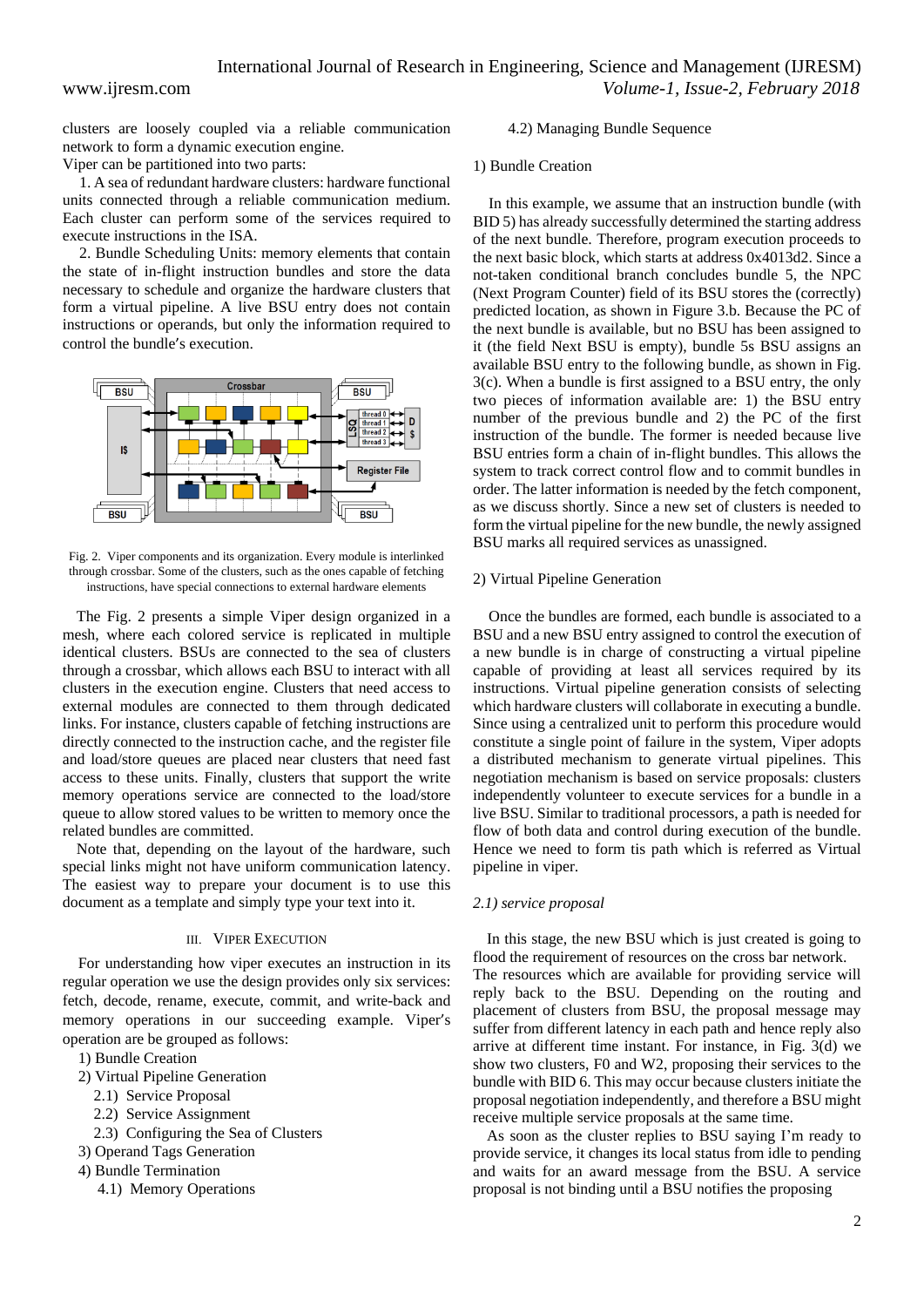clusters are loosely coupled via a reliable communication network to form a dynamic execution engine.

Viper can be partitioned into two parts:

1. A sea of redundant hardware clusters: hardware functional units connected through a reliable communication medium. Each cluster can perform some of the services required to execute instructions in the ISA.

2. Bundle Scheduling Units: memory elements that contain the state of in-flight instruction bundles and store the data necessary to schedule and organize the hardware clusters that form a virtual pipeline. A live BSU entry does not contain instructions or operands, but only the information required to control the bundle′s execution.

Fig. 2. Viper components and its organization. Every module is interlinked through crossbar. Some of the clusters, such as the ones capable of fetching instructions, have special connections to external hardware elements

The Fig. 2 presents a simple Viper design organized in a mesh, where each colored service is replicated in multiple identical clusters. BSUs are connected to the sea of clusters through a crossbar, which allows each BSU to interact with all clusters in the execution engine. Clusters that need access to external modules are connected to them through dedicated links. For instance, clusters capable of fetching instructions are directly connected to the instruction cache, and the register file and load/store queues are placed near clusters that need fast access to these units. Finally, clusters that support the write memory operations service are connected to the load/store queue to allow stored values to be written to memory once the related bundles are committed.

Note that, depending on the layout of the hardware, such special links might not have uniform communication latency. The easiest way to prepare your document is to use this document as a template and simply type your text into it.

## III. Viper Execution

For understanding how viper executes an instruction in its regular operation we use the design provides only six services: fetch, decode, rename, execute, commit, and write-back and memory operations in our succeeding example. Viper′s operation are be grouped as follows:

1) Bundle Creation
2) Virtual Pipeline Generation
   2.1) Service Proposal
   2.2) Service Assignment
   2.3) Configuring the Sea of Clusters
3) Operand Tags Generation
4) Bundle Termination
   4.1) Memory Operations
   4.2) Managing Bundle Sequence

### 1) Bundle Creation

In this example, we assume that an instruction bundle (with BID 5) has already successfully determined the starting address of the next bundle. Therefore, program execution proceeds to the next basic block, which starts at address 0x4013d2. Since a not-taken conditional branch concludes bundle 5, the NPC (Next Program Counter) field of its BSU stores the (correctly) predicted location, as shown in Figure 3.b. Because the PC of the next bundle is available, but no BSU has been assigned to it (the field Next BSU is empty), bundle 5s BSU assigns an available BSU entry to the following bundle, as shown in Fig. 3(c). When a bundle is first assigned to a BSU entry, the only two pieces of information available are: 1) the BSU entry number of the previous bundle and 2) the PC of the first instruction of the bundle. The former is needed because live BSU entries form a chain of in-flight bundles. This allows the system to track correct control flow and to commit bundles in order. The latter information is needed by the fetch component, as we discuss shortly. Since a new set of clusters is needed to form the virtual pipeline for the new bundle, the newly assigned BSU marks all required services as unassigned.

### 2) Virtual Pipeline Generation

Once the bundles are formed, each bundle is associated to a BSU and a new BSU entry assigned to control the execution of a new bundle is in charge of constructing a virtual pipeline capable of providing at least all services required by its instructions. Virtual pipeline generation consists of selecting which hardware clusters will collaborate in executing a bundle. Since using a centralized unit to perform this procedure would constitute a single point of failure in the system, Viper adopts a distributed mechanism to generate virtual pipelines. This negotiation mechanism is based on service proposals: clusters independently volunteer to execute services for a bundle in a live BSU. Similar to traditional processors, a path is needed for flow of both data and control during execution of the bundle. Hence we need to form tis path which is referred as Virtual pipeline in viper.

#### *2.1) service proposal*

In this stage, the new BSU which is just created is going to flood the requirement of resources on the cross bar network. The resources which are available for providing service will reply back to the BSU. Depending on the routing and placement of clusters from BSU, the proposal message may suffer from different latency in each path and hence reply also arrive at different time instant. For instance, in Fig. 3(d) we show two clusters, F0 and W2, proposing their services to the bundle with BID 6. This may occur because clusters initiate the proposal negotiation independently, and therefore a BSU might receive multiple service proposals at the same time.

As soon as the cluster replies to BSU saying I'm ready to provide service, it changes its local status from idle to pending and waits for an award message from the BSU. A service proposal is not binding until a BSU notifies the proposing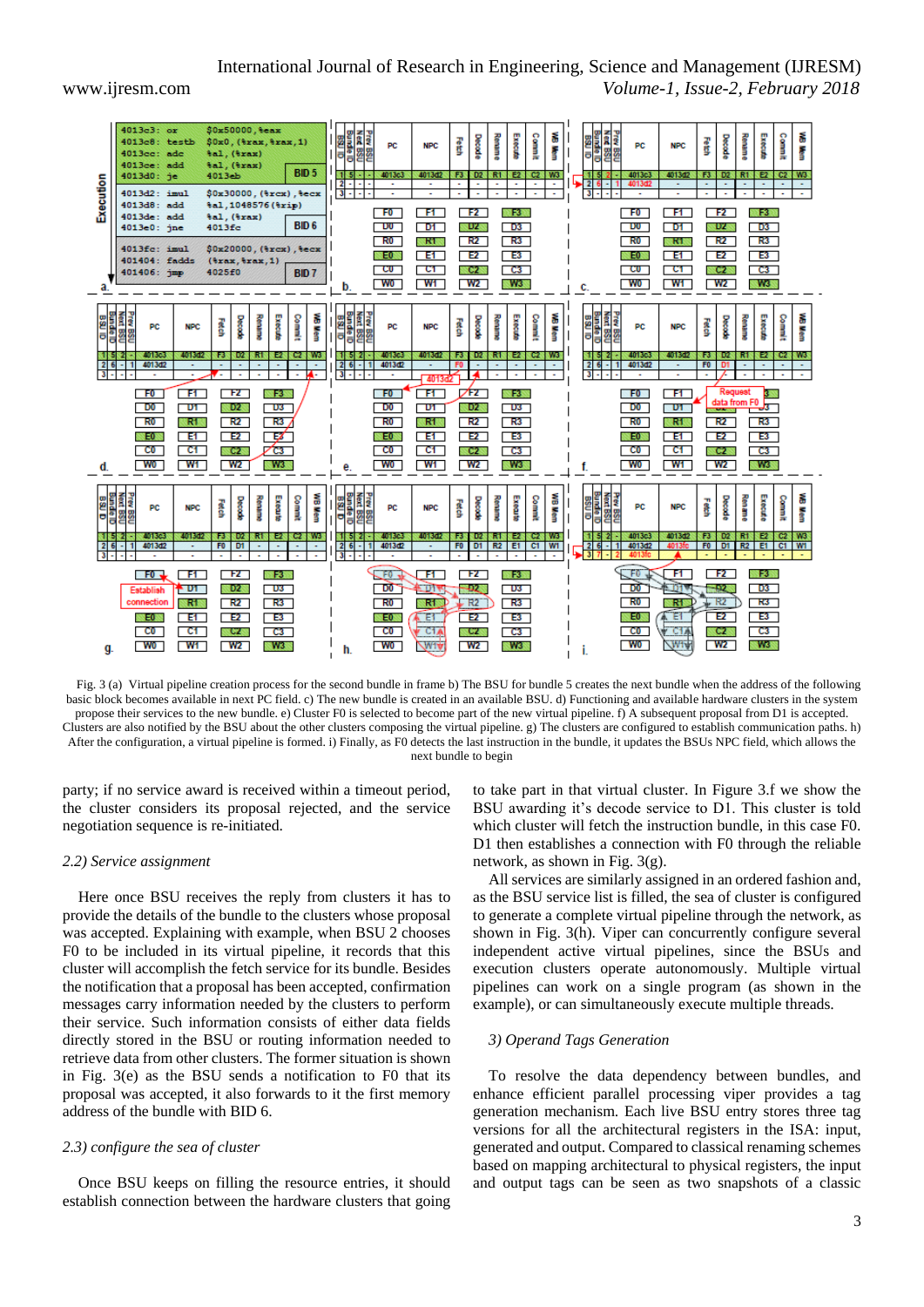Fig. 3 (a) Virtual pipeline creation process for the second bundle in frame b) The BSU for bundle 5 creates the next bundle when the address of the following basic block becomes available in next PC field. c) The new bundle is created in an available BSU. d) Functioning and available hardware clusters in the system propose their services to the new bundle. e) Cluster F0 is selected to become part of the new virtual pipeline. f) A subsequent proposal from D1 is accepted. Clusters are also notified by the BSU about the other clusters composing the virtual pipeline. g) The clusters are configured to establish communication paths. h) After the configuration, a virtual pipeline is formed. i) Finally, as F0 detects the last instruction in the bundle, it updates the BSUs NPC field, which allows the next bundle to begin

party; if no service award is received within a timeout period, the cluster considers its proposal rejected, and the service negotiation sequence is re-initiated.

*2.2) Service assignment*

Here once BSU receives the reply from clusters it has to provide the details of the bundle to the clusters whose proposal was accepted. Explaining with example, when BSU 2 chooses F0 to be included in its virtual pipeline, it records that this cluster will accomplish the fetch service for its bundle. Besides the notification that a proposal has been accepted, confirmation messages carry information needed by the clusters to perform their service. Such information consists of either data fields directly stored in the BSU or routing information needed to retrieve data from other clusters. The former situation is shown in Fig. 3(e) as the BSU sends a notification to F0 that its proposal was accepted, it also forwards to it the first memory address of the bundle with BID 6.

*2.3) configure the sea of cluster*

Once BSU keeps on filling the resource entries, it should establish connection between the hardware clusters that going to take part in that virtual cluster. In Figure 3.f we show the BSU awarding it's decode service to D1. This cluster is told which cluster will fetch the instruction bundle, in this case F0. D1 then establishes a connection with F0 through the reliable network, as shown in Fig. 3(g).

All services are similarly assigned in an ordered fashion and, as the BSU service list is filled, the sea of cluster is configured to generate a complete virtual pipeline through the network, as shown in Fig. 3(h). Viper can concurrently configure several independent active virtual pipelines, since the BSUs and execution clusters operate autonomously. Multiple virtual pipelines can work on a single program (as shown in the example), or can simultaneously execute multiple threads.

*3) Operand Tags Generation*

To resolve the data dependency between bundles, and enhance efficient parallel processing viper provides a tag generation mechanism. Each live BSU entry stores three tag versions for all the architectural registers in the ISA: input, generated and output. Compared to classical renaming schemes based on mapping architectural to physical registers, the input and output tags can be seen as two snapshots of a classic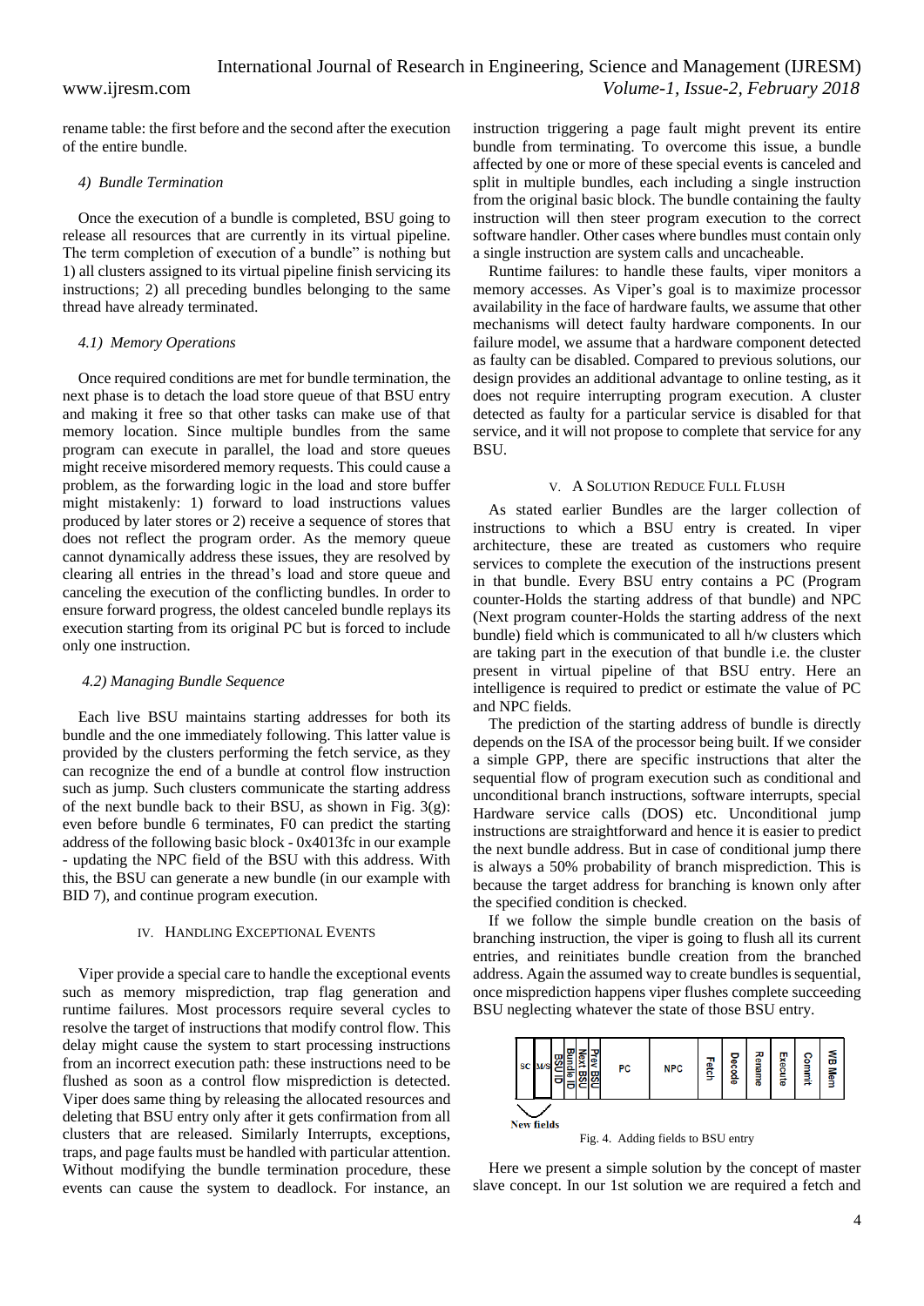rename table: the first before and the second after the execution of the entire bundle.

#### 4) Bundle Termination

Once the execution of a bundle is completed, BSU going to release all resources that are currently in its virtual pipeline. The term completion of execution of a bundle" is nothing but 1) all clusters assigned to its virtual pipeline finish servicing its instructions; 2) all preceding bundles belonging to the same thread have already terminated.

#### 4.1) Memory Operations

Once required conditions are met for bundle termination, the next phase is to detach the load store queue of that BSU entry and making it free so that other tasks can make use of that memory location. Since multiple bundles from the same program can execute in parallel, the load and store queues might receive misordered memory requests. This could cause a problem, as the forwarding logic in the load and store buffer might mistakenly: 1) forward to load instructions values produced by later stores or 2) receive a sequence of stores that does not reflect the program order. As the memory queue cannot dynamically address these issues, they are resolved by clearing all entries in the thread's load and store queue and canceling the execution of the conflicting bundles. In order to ensure forward progress, the oldest canceled bundle replays its execution starting from its original PC but is forced to include only one instruction.

#### 4.2) Managing Bundle Sequence

Each live BSU maintains starting addresses for both its bundle and the one immediately following. This latter value is provided by the clusters performing the fetch service, as they can recognize the end of a bundle at control flow instruction such as jump. Such clusters communicate the starting address of the next bundle back to their BSU, as shown in Fig. 3(g): even before bundle 6 terminates, F0 can predict the starting address of the following basic block - 0x4013fc in our example - updating the NPC field of the BSU with this address. With this, the BSU can generate a new bundle (in our example with BID 7), and continue program execution.

## IV. Handling Exceptional Events

Viper provide a special care to handle the exceptional events such as memory misprediction, trap flag generation and runtime failures. Most processors require several cycles to resolve the target of instructions that modify control flow. This delay might cause the system to start processing instructions from an incorrect execution path: these instructions need to be flushed as soon as a control flow misprediction is detected. Viper does same thing by releasing the allocated resources and deleting that BSU entry only after it gets confirmation from all clusters that are released. Similarly Interrupts, exceptions, traps, and page faults must be handled with particular attention. Without modifying the bundle termination procedure, these events can cause the system to deadlock. For instance, an instruction triggering a page fault might prevent its entire bundle from terminating. To overcome this issue, a bundle affected by one or more of these special events is canceled and split in multiple bundles, each including a single instruction from the original basic block. The bundle containing the faulty instruction will then steer program execution to the correct software handler. Other cases where bundles must contain only a single instruction are system calls and uncacheable.

Runtime failures: to handle these faults, viper monitors a memory accesses. As Viper's goal is to maximize processor availability in the face of hardware faults, we assume that other mechanisms will detect faulty hardware components. In our failure model, we assume that a hardware component detected as faulty can be disabled. Compared to previous solutions, our design provides an additional advantage to online testing, as it does not require interrupting program execution. A cluster detected as faulty for a particular service is disabled for that service, and it will not propose to complete that service for any BSU.

## V. A Solution Reduce Full Flush

As stated earlier Bundles are the larger collection of instructions to which a BSU entry is created. In viper architecture, these are treated as customers who require services to complete the execution of the instructions present in that bundle. Every BSU entry contains a PC (Program counter-Holds the starting address of that bundle) and NPC (Next program counter-Holds the starting address of the next bundle) field which is communicated to all h/w clusters which are taking part in the execution of that bundle i.e. the cluster present in virtual pipeline of that BSU entry. Here an intelligence is required to predict or estimate the value of PC and NPC fields.

The prediction of the starting address of bundle is directly depends on the ISA of the processor being built. If we consider a simple GPP, there are specific instructions that alter the sequential flow of program execution such as conditional and unconditional branch instructions, software interrupts, special Hardware service calls (DOS) etc. Unconditional jump instructions are straightforward and hence it is easier to predict the next bundle address. But in case of conditional jump there is always a 50% probability of branch misprediction. This is because the target address for branching is known only after the specified condition is checked.

If we follow the simple bundle creation on the basis of branching instruction, the viper is going to flush all its current entries, and reinitiates bundle creation from the branched address. Again the assumed way to create bundles is sequential, once misprediction happens viper flushes complete succeeding BSU neglecting whatever the state of those BSU entry.

| SC | M/S | BSU ID | Bundle ID | Next BSU | Prev BSU | PC | NPC | Fetch | Decode | Rename | Execute | Commit | WB Mem |
|---|---|---|---|---|---|---|---|---|---|---|---|---|---|

New fields

Fig. 4. Adding fields to BSU entry

Here we present a simple solution by the concept of master slave concept. In our 1st solution we are required a fetch and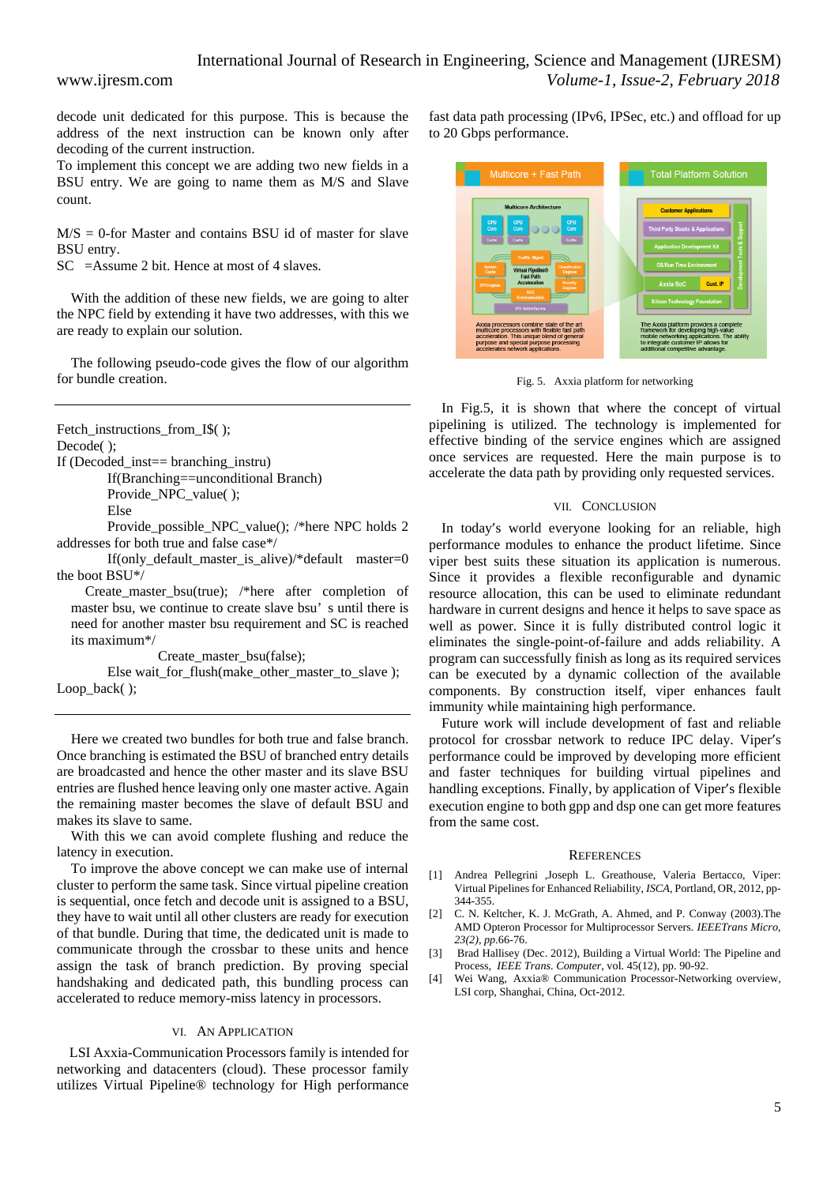decode unit dedicated for this purpose. This is because the address of the next instruction can be known only after decoding of the current instruction.

To implement this concept we are adding two new fields in a BSU entry. We are going to name them as M/S and Slave count.

M/S = 0-for Master and contains BSU id of master for slave BSU entry.

SC =Assume 2 bit. Hence at most of 4 slaves.

With the addition of these new fields, we are going to alter the NPC field by extending it have two addresses, with this we are ready to explain our solution.

The following pseudo-code gives the flow of our algorithm for bundle creation.

```
Fetch_instructions_from_I$( );
Decode( );
If (Decoded_inst== branching_instru)
        If(Branching==unconditional Branch)
        Provide_NPC_value( );
        Else
        Provide_possible_NPC_value(); /*here NPC holds 2 addresses for both true and false case*/
        If(only_default_master_is_alive)/*default master=0 the boot BSU*/
        Create_master_bsu(true); /*here after completion of master bsu, we continue to create slave bsu' s until there is need for another master bsu requirement and SC is reached its maximum*/
                Create_master_bsu(false);
        Else wait_for_flush(make_other_master_to_slave );
Loop_back( );
```

Here we created two bundles for both true and false branch. Once branching is estimated the BSU of branched entry details are broadcasted and hence the other master and its slave BSU entries are flushed hence leaving only one master active. Again the remaining master becomes the slave of default BSU and makes its slave to same.

With this we can avoid complete flushing and reduce the latency in execution.

To improve the above concept we can make use of internal cluster to perform the same task. Since virtual pipeline creation is sequential, once fetch and decode unit is assigned to a BSU, they have to wait until all other clusters are ready for execution of that bundle. During that time, the dedicated unit is made to communicate through the crossbar to these units and hence assign the task of branch prediction. By proving special handshaking and dedicated path, this bundling process can accelerated to reduce memory-miss latency in processors.

## VI. An Application

LSI Axxia-Communication Processors family is intended for networking and datacenters (cloud). These processor family utilizes Virtual Pipeline® technology for High performance fast data path processing (IPv6, IPSec, etc.) and offload for up to 20 Gbps performance.

Multicore + Fast Path

Multicore Architecture

CPU Core

CPU Core

CPU Core

Cache

Cache

Cache

Traffic Mgmt

System Cache

Virtual Pipeline® Fast Path Acceleration

Classification Engine

SPI Engines

SOC Communication

Security Engines

I/O Interfaces

Axxia processors combine state of the art multicore processors with flexible fast path acceleration. This unique blend of general purpose and special purpose processing accelerates network applications.

Total Platform Solution

Customer Applications

Third Party Stacks & Applications

Application Development Kit

OS/Run Time Environment

Axxia SoC

Cust. IP

Silicon Technology Foundation

Development Tools & Support

The Axxia platform provides a complete framework for developing high-value mobile networking applications. The ability to integrate customer IP allows for additional competitive advantage.

Fig. 5. Axxia platform for networking

In Fig.5, it is shown that where the concept of virtual pipelining is utilized. The technology is implemented for effective binding of the service engines which are assigned once services are requested. Here the main purpose is to accelerate the data path by providing only requested services.

## VII. Conclusion

In today's world everyone looking for an reliable, high performance modules to enhance the product lifetime. Since viper best suits these situation its application is numerous. Since it provides a flexible reconfigurable and dynamic resource allocation, this can be used to eliminate redundant hardware in current designs and hence it helps to save space as well as power. Since it is fully distributed control logic it eliminates the single-point-of-failure and adds reliability. A program can successfully finish as long as its required services can be executed by a dynamic collection of the available components. By construction itself, viper enhances fault immunity while maintaining high performance.

Future work will include development of fast and reliable protocol for crossbar network to reduce IPC delay. Viper's performance could be improved by developing more efficient and faster techniques for building virtual pipelines and handling exceptions. Finally, by application of Viper's flexible execution engine to both gpp and dsp one can get more features from the same cost.

## References

[1] Andrea Pellegrini ,Joseph L. Greathouse, Valeria Bertacco, Viper: Virtual Pipelines for Enhanced Reliability, *ISCA*, Portland, OR, 2012, pp-344-355.

[2] C. N. Keltcher, K. J. McGrath, A. Ahmed, and P. Conway (2003).The AMD Opteron Processor for Multiprocessor Servers. *IEEETrans Micro, 23(2), pp.*66-76.

[3] Brad Hallisey (Dec. 2012), Building a Virtual World: The Pipeline and Process, *IEEE Trans. Computer*, vol. 45(12), pp. 90-92.

[4] Wei Wang, Axxia® Communication Processor-Networking overview, LSI corp, Shanghai, China, Oct-2012.